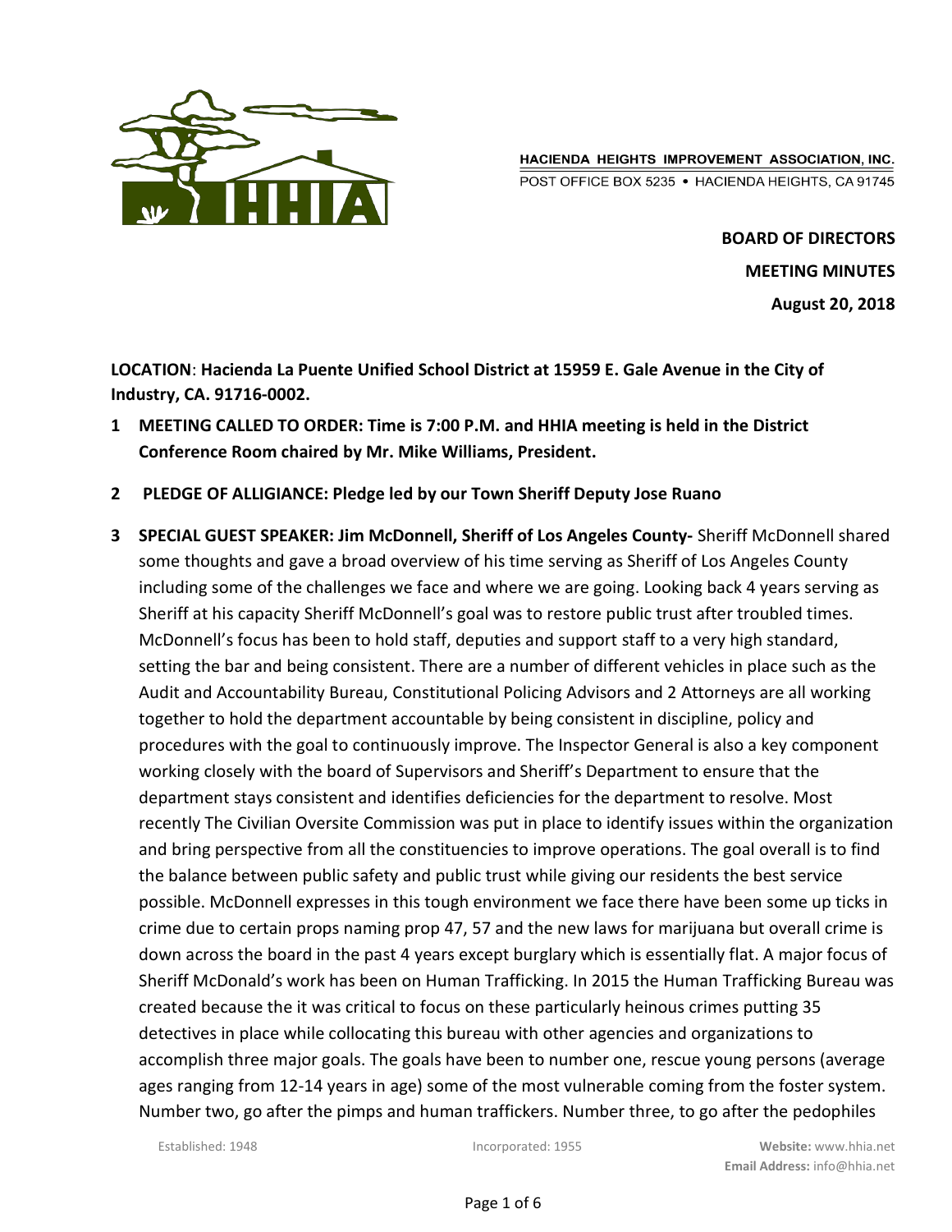HACIENDA HEIGHTS IMPROVEMENT ASSOCIATION, INC.
POST OFFICE BOX 5235 • HACIENDA HEIGHTS, CA 91745

**BOARD OF DIRECTORS**

**MEETING MINUTES**

**August 20, 2018**

**LOCATION**: **Hacienda La Puente Unified School District at 15959 E. Gale Avenue in the City of Industry, CA. 91716-0002.**

1. **MEETING CALLED TO ORDER: Time is 7:00 P.M. and HHIA meeting is held in the District Conference Room chaired by Mr. Mike Williams, President.**

2. **PLEDGE OF ALLIGIANCE: Pledge led by our Town Sheriff Deputy Jose Ruano**

3. **SPECIAL GUEST SPEAKER: Jim McDonnell, Sheriff of Los Angeles County-** Sheriff McDonnell shared some thoughts and gave a broad overview of his time serving as Sheriff of Los Angeles County including some of the challenges we face and where we are going. Looking back 4 years serving as Sheriff at his capacity Sheriff McDonnell's goal was to restore public trust after troubled times. McDonnell's focus has been to hold staff, deputies and support staff to a very high standard, setting the bar and being consistent. There are a number of different vehicles in place such as the Audit and Accountability Bureau, Constitutional Policing Advisors and 2 Attorneys are all working together to hold the department accountable by being consistent in discipline, policy and procedures with the goal to continuously improve. The Inspector General is also a key component working closely with the board of Supervisors and Sheriff's Department to ensure that the department stays consistent and identifies deficiencies for the department to resolve. Most recently The Civilian Oversite Commission was put in place to identify issues within the organization and bring perspective from all the constituencies to improve operations. The goal overall is to find the balance between public safety and public trust while giving our residents the best service possible. McDonnell expresses in this tough environment we face there have been some up ticks in crime due to certain props naming prop 47, 57 and the new laws for marijuana but overall crime is down across the board in the past 4 years except burglary which is essentially flat. A major focus of Sheriff McDonald's work has been on Human Trafficking. In 2015 the Human Trafficking Bureau was created because the it was critical to focus on these particularly heinous crimes putting 35 detectives in place while collocating this bureau with other agencies and organizations to accomplish three major goals. The goals have been to number one, rescue young persons (average ages ranging from 12-14 years in age) some of the most vulnerable coming from the foster system. Number two, go after the pimps and human traffickers. Number three, to go after the pedophiles

Established: 1948 Incorporated: 1955 **Website:** www.hhia.net **Email Address:** info@hhia.net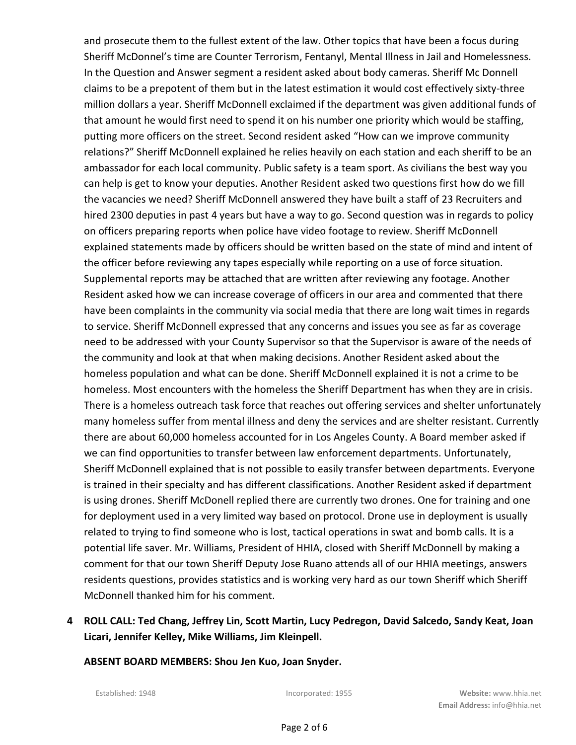and prosecute them to the fullest extent of the law. Other topics that have been a focus during Sheriff McDonnel's time are Counter Terrorism, Fentanyl, Mental Illness in Jail and Homelessness. In the Question and Answer segment a resident asked about body cameras. Sheriff Mc Donnell claims to be a prepotent of them but in the latest estimation it would cost effectively sixty-three million dollars a year. Sheriff McDonnell exclaimed if the department was given additional funds of that amount he would first need to spend it on his number one priority which would be staffing, putting more officers on the street. Second resident asked "How can we improve community relations?" Sheriff McDonnell explained he relies heavily on each station and each sheriff to be an ambassador for each local community. Public safety is a team sport. As civilians the best way you can help is get to know your deputies. Another Resident asked two questions first how do we fill the vacancies we need? Sheriff McDonnell answered they have built a staff of 23 Recruiters and hired 2300 deputies in past 4 years but have a way to go. Second question was in regards to policy on officers preparing reports when police have video footage to review. Sheriff McDonnell explained statements made by officers should be written based on the state of mind and intent of the officer before reviewing any tapes especially while reporting on a use of force situation. Supplemental reports may be attached that are written after reviewing any footage. Another Resident asked how we can increase coverage of officers in our area and commented that there have been complaints in the community via social media that there are long wait times in regards to service. Sheriff McDonnell expressed that any concerns and issues you see as far as coverage need to be addressed with your County Supervisor so that the Supervisor is aware of the needs of the community and look at that when making decisions. Another Resident asked about the homeless population and what can be done. Sheriff McDonnell explained it is not a crime to be homeless. Most encounters with the homeless the Sheriff Department has when they are in crisis. There is a homeless outreach task force that reaches out offering services and shelter unfortunately many homeless suffer from mental illness and deny the services and are shelter resistant. Currently there are about 60,000 homeless accounted for in Los Angeles County. A Board member asked if we can find opportunities to transfer between law enforcement departments. Unfortunately, Sheriff McDonnell explained that is not possible to easily transfer between departments. Everyone is trained in their specialty and has different classifications. Another Resident asked if department is using drones. Sheriff McDonell replied there are currently two drones. One for training and one for deployment used in a very limited way based on protocol. Drone use in deployment is usually related to trying to find someone who is lost, tactical operations in swat and bomb calls. It is a potential life saver. Mr. Williams, President of HHIA, closed with Sheriff McDonnell by making a comment for that our town Sheriff Deputy Jose Ruano attends all of our HHIA meetings, answers residents questions, provides statistics and is working very hard as our town Sheriff which Sheriff McDonnell thanked him for his comment.

4 **ROLL CALL: Ted Chang, Jeffrey Lin, Scott Martin, Lucy Pedregon, David Salcedo, Sandy Keat, Joan Licari, Jennifer Kelley, Mike Williams, Jim Kleinpell.**

**ABSENT BOARD MEMBERS: Shou Jen Kuo, Joan Snyder.**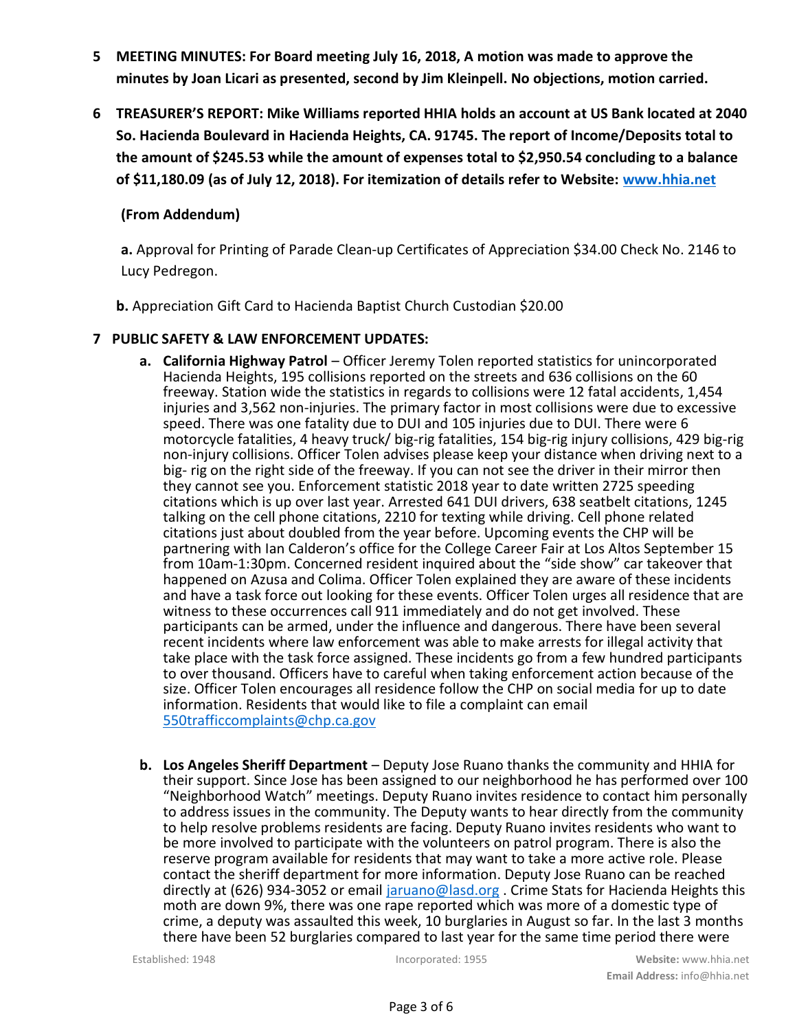**5 MEETING MINUTES: For Board meeting July 16, 2018, A motion was made to approve the minutes by Joan Licari as presented, second by Jim Kleinpell. No objections, motion carried.**

**6 TREASURER'S REPORT: Mike Williams reported HHIA holds an account at US Bank located at 2040 So. Hacienda Boulevard in Hacienda Heights, CA. 91745. The report of Income/Deposits total to the amount of $245.53 while the amount of expenses total to $2,950.54 concluding to a balance of $11,180.09 (as of July 12, 2018). For itemization of details refer to Website: www.hhia.net**

**(From Addendum)**

**a.** Approval for Printing of Parade Clean-up Certificates of Appreciation $34.00 Check No. 2146 to Lucy Pedregon.

**b.** Appreciation Gift Card to Hacienda Baptist Church Custodian $20.00

**7 PUBLIC SAFETY & LAW ENFORCEMENT UPDATES:**

**a. California Highway Patrol** – Officer Jeremy Tolen reported statistics for unincorporated Hacienda Heights, 195 collisions reported on the streets and 636 collisions on the 60 freeway. Station wide the statistics in regards to collisions were 12 fatal accidents, 1,454 injuries and 3,562 non-injuries. The primary factor in most collisions were due to excessive speed. There was one fatality due to DUI and 105 injuries due to DUI. There were 6 motorcycle fatalities, 4 heavy truck/ big-rig fatalities, 154 big-rig injury collisions, 429 big-rig non-injury collisions. Officer Tolen advises please keep your distance when driving next to a big- rig on the right side of the freeway. If you can not see the driver in their mirror then they cannot see you. Enforcement statistic 2018 year to date written 2725 speeding citations which is up over last year. Arrested 641 DUI drivers, 638 seatbelt citations, 1245 talking on the cell phone citations, 2210 for texting while driving. Cell phone related citations just about doubled from the year before. Upcoming events the CHP will be partnering with Ian Calderon's office for the College Career Fair at Los Altos September 15 from 10am-1:30pm. Concerned resident inquired about the "side show" car takeover that happened on Azusa and Colima. Officer Tolen explained they are aware of these incidents and have a task force out looking for these events. Officer Tolen urges all residence that are witness to these occurrences call 911 immediately and do not get involved. These participants can be armed, under the influence and dangerous. There have been several recent incidents where law enforcement was able to make arrests for illegal activity that take place with the task force assigned. These incidents go from a few hundred participants to over thousand. Officers have to careful when taking enforcement action because of the size. Officer Tolen encourages all residence follow the CHP on social media for up to date information. Residents that would like to file a complaint can email 550trafficcomplaints@chp.ca.gov

**b. Los Angeles Sheriff Department** – Deputy Jose Ruano thanks the community and HHIA for their support. Since Jose has been assigned to our neighborhood he has performed over 100 "Neighborhood Watch" meetings. Deputy Ruano invites residence to contact him personally to address issues in the community. The Deputy wants to hear directly from the community to help resolve problems residents are facing. Deputy Ruano invites residents who want to be more involved to participate with the volunteers on patrol program. There is also the reserve program available for residents that may want to take a more active role. Please contact the sheriff department for more information. Deputy Jose Ruano can be reached directly at (626) 934-3052 or email jaruano@lasd.org . Crime Stats for Hacienda Heights this moth are down 9%, there was one rape reported which was more of a domestic type of crime, a deputy was assaulted this week, 10 burglaries in August so far. In the last 3 months there have been 52 burglaries compared to last year for the same time period there were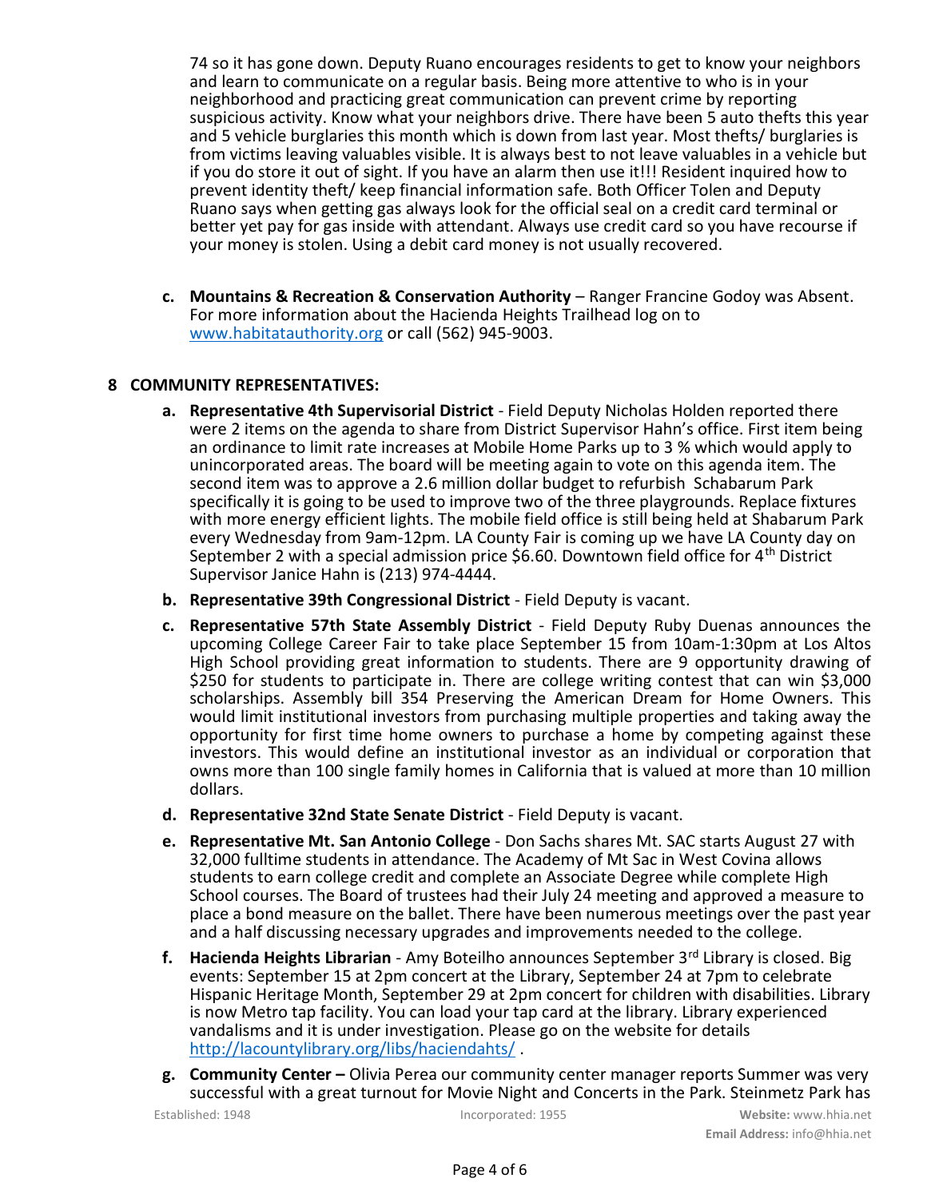74 so it has gone down. Deputy Ruano encourages residents to get to know your neighbors and learn to communicate on a regular basis. Being more attentive to who is in your neighborhood and practicing great communication can prevent crime by reporting suspicious activity. Know what your neighbors drive. There have been 5 auto thefts this year and 5 vehicle burglaries this month which is down from last year. Most thefts/ burglaries is from victims leaving valuables visible. It is always best to not leave valuables in a vehicle but if you do store it out of sight. If you have an alarm then use it!!! Resident inquired how to prevent identity theft/ keep financial information safe. Both Officer Tolen and Deputy Ruano says when getting gas always look for the official seal on a credit card terminal or better yet pay for gas inside with attendant. Always use credit card so you have recourse if your money is stolen. Using a debit card money is not usually recovered.

**c. Mountains & Recreation & Conservation Authority** – Ranger Francine Godoy was Absent. For more information about the Hacienda Heights Trailhead log on to [www.habitatauthority.org](www.habitatauthority.org) or call (562) 945-9003.

## 8 COMMUNITY REPRESENTATIVES:

**a. Representative 4th Supervisorial District** - Field Deputy Nicholas Holden reported there were 2 items on the agenda to share from District Supervisor Hahn's office. First item being an ordinance to limit rate increases at Mobile Home Parks up to 3 % which would apply to unincorporated areas. The board will be meeting again to vote on this agenda item. The second item was to approve a 2.6 million dollar budget to refurbish Schabarum Park specifically it is going to be used to improve two of the three playgrounds. Replace fixtures with more energy efficient lights. The mobile field office is still being held at Shabarum Park every Wednesday from 9am-12pm. LA County Fair is coming up we have LA County day on September 2 with a special admission price $6.60. Downtown field office for 4th District Supervisor Janice Hahn is (213) 974-4444.

**b. Representative 39th Congressional District** - Field Deputy is vacant.

**c. Representative 57th State Assembly District** - Field Deputy Ruby Duenas announces the upcoming College Career Fair to take place September 15 from 10am-1:30pm at Los Altos High School providing great information to students. There are 9 opportunity drawing of $250 for students to participate in. There are college writing contest that can win $3,000 scholarships. Assembly bill 354 Preserving the American Dream for Home Owners. This would limit institutional investors from purchasing multiple properties and taking away the opportunity for first time home owners to purchase a home by competing against these investors. This would define an institutional investor as an individual or corporation that owns more than 100 single family homes in California that is valued at more than 10 million dollars.

**d. Representative 32nd State Senate District** - Field Deputy is vacant.

**e. Representative Mt. San Antonio College** - Don Sachs shares Mt. SAC starts August 27 with 32,000 fulltime students in attendance. The Academy of Mt Sac in West Covina allows students to earn college credit and complete an Associate Degree while complete High School courses. The Board of trustees had their July 24 meeting and approved a measure to place a bond measure on the ballet. There have been numerous meetings over the past year and a half discussing necessary upgrades and improvements needed to the college.

**f. Hacienda Heights Librarian** - Amy Boteilho announces September 3rd Library is closed. Big events: September 15 at 2pm concert at the Library, September 24 at 7pm to celebrate Hispanic Heritage Month, September 29 at 2pm concert for children with disabilities. Library is now Metro tap facility. You can load your tap card at the library. Library experienced vandalisms and it is under investigation. Please go on the website for details [http://lacountylibrary.org/libs/haciendahts/](http://lacountylibrary.org/libs/haciendahts/) .

**g. Community Center –** Olivia Perea our community center manager reports Summer was very successful with a great turnout for Movie Night and Concerts in the Park. Steinmetz Park has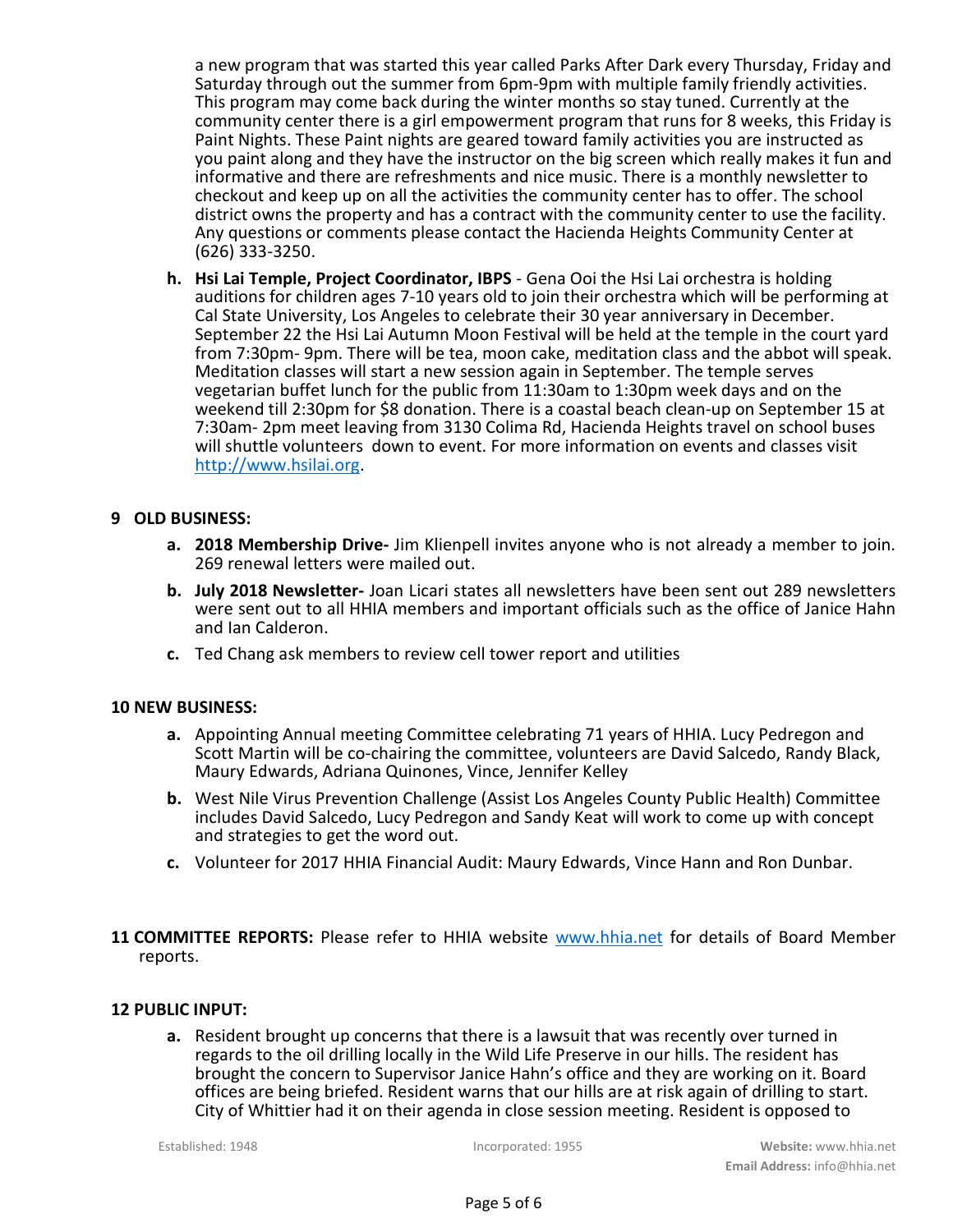a new program that was started this year called Parks After Dark every Thursday, Friday and Saturday through out the summer from 6pm-9pm with multiple family friendly activities. This program may come back during the winter months so stay tuned. Currently at the community center there is a girl empowerment program that runs for 8 weeks, this Friday is Paint Nights. These Paint nights are geared toward family activities you are instructed as you paint along and they have the instructor on the big screen which really makes it fun and informative and there are refreshments and nice music. There is a monthly newsletter to checkout and keep up on all the activities the community center has to offer. The school district owns the property and has a contract with the community center to use the facility. Any questions or comments please contact the Hacienda Heights Community Center at (626) 333-3250.

h. **Hsi Lai Temple, Project Coordinator, IBPS** - Gena Ooi the Hsi Lai orchestra is holding auditions for children ages 7-10 years old to join their orchestra which will be performing at Cal State University, Los Angeles to celebrate their 30 year anniversary in December. September 22 the Hsi Lai Autumn Moon Festival will be held at the temple in the court yard from 7:30pm- 9pm. There will be tea, moon cake, meditation class and the abbot will speak. Meditation classes will start a new session again in September. The temple serves vegetarian buffet lunch for the public from 11:30am to 1:30pm week days and on the weekend till 2:30pm for $8 donation. There is a coastal beach clean-up on September 15 at 7:30am- 2pm meet leaving from 3130 Colima Rd, Hacienda Heights travel on school buses will shuttle volunteers down to event. For more information on events and classes visit http://www.hsilai.org.

## 9 OLD BUSINESS:

a. **2018 Membership Drive-** Jim Klienpell invites anyone who is not already a member to join. 269 renewal letters were mailed out.

b. **July 2018 Newsletter-** Joan Licari states all newsletters have been sent out 289 newsletters were sent out to all HHIA members and important officials such as the office of Janice Hahn and Ian Calderon.

c. Ted Chang ask members to review cell tower report and utilities

## 10 NEW BUSINESS:

a. Appointing Annual meeting Committee celebrating 71 years of HHIA. Lucy Pedregon and Scott Martin will be co-chairing the committee, volunteers are David Salcedo, Randy Black, Maury Edwards, Adriana Quinones, Vince, Jennifer Kelley

b. West Nile Virus Prevention Challenge (Assist Los Angeles County Public Health) Committee includes David Salcedo, Lucy Pedregon and Sandy Keat will work to come up with concept and strategies to get the word out.

c. Volunteer for 2017 HHIA Financial Audit: Maury Edwards, Vince Hann and Ron Dunbar.

## 11 COMMITTEE REPORTS:

Please refer to HHIA website www.hhia.net for details of Board Member reports.

## 12 PUBLIC INPUT:

a. Resident brought up concerns that there is a lawsuit that was recently over turned in regards to the oil drilling locally in the Wild Life Preserve in our hills. The resident has brought the concern to Supervisor Janice Hahn's office and they are working on it. Board offices are being briefed. Resident warns that our hills are at risk again of drilling to start. City of Whittier had it on their agenda in close session meeting. Resident is opposed to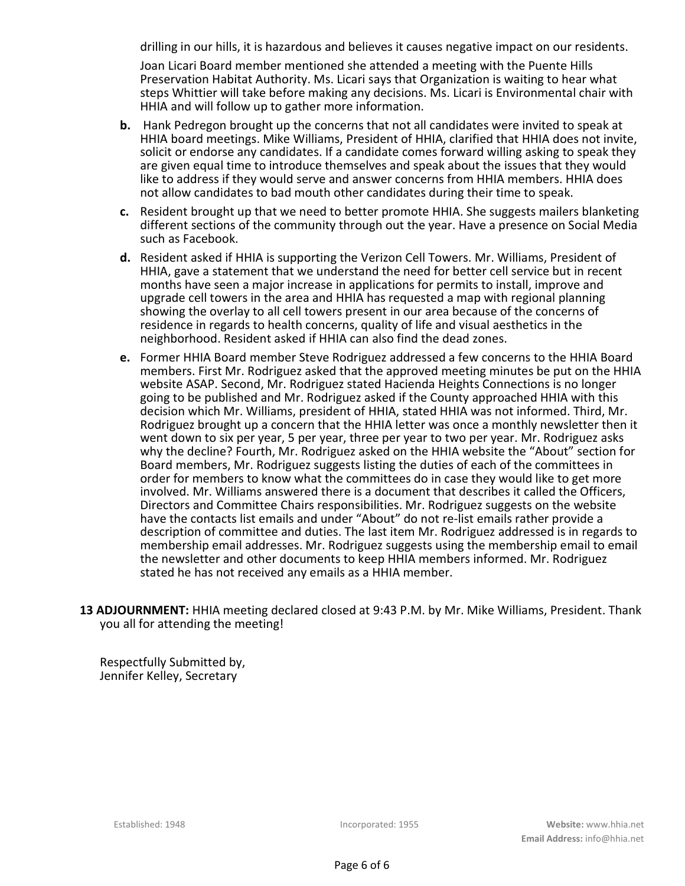drilling in our hills, it is hazardous and believes it causes negative impact on our residents.

Joan Licari Board member mentioned she attended a meeting with the Puente Hills Preservation Habitat Authority. Ms. Licari says that Organization is waiting to hear what steps Whittier will take before making any decisions. Ms. Licari is Environmental chair with HHIA and will follow up to gather more information.

**b.** Hank Pedregon brought up the concerns that not all candidates were invited to speak at HHIA board meetings. Mike Williams, President of HHIA, clarified that HHIA does not invite, solicit or endorse any candidates. If a candidate comes forward willing asking to speak they are given equal time to introduce themselves and speak about the issues that they would like to address if they would serve and answer concerns from HHIA members. HHIA does not allow candidates to bad mouth other candidates during their time to speak.

**c.** Resident brought up that we need to better promote HHIA. She suggests mailers blanketing different sections of the community through out the year. Have a presence on Social Media such as Facebook.

**d.** Resident asked if HHIA is supporting the Verizon Cell Towers. Mr. Williams, President of HHIA, gave a statement that we understand the need for better cell service but in recent months have seen a major increase in applications for permits to install, improve and upgrade cell towers in the area and HHIA has requested a map with regional planning showing the overlay to all cell towers present in our area because of the concerns of residence in regards to health concerns, quality of life and visual aesthetics in the neighborhood. Resident asked if HHIA can also find the dead zones.

**e.** Former HHIA Board member Steve Rodriguez addressed a few concerns to the HHIA Board members. First Mr. Rodriguez asked that the approved meeting minutes be put on the HHIA website ASAP. Second, Mr. Rodriguez stated Hacienda Heights Connections is no longer going to be published and Mr. Rodriguez asked if the County approached HHIA with this decision which Mr. Williams, president of HHIA, stated HHIA was not informed. Third, Mr. Rodriguez brought up a concern that the HHIA letter was once a monthly newsletter then it went down to six per year, 5 per year, three per year to two per year. Mr. Rodriguez asks why the decline? Fourth, Mr. Rodriguez asked on the HHIA website the "About" section for Board members, Mr. Rodriguez suggests listing the duties of each of the committees in order for members to know what the committees do in case they would like to get more involved. Mr. Williams answered there is a document that describes it called the Officers, Directors and Committee Chairs responsibilities. Mr. Rodriguez suggests on the website have the contacts list emails and under "About" do not re-list emails rather provide a description of committee and duties. The last item Mr. Rodriguez addressed is in regards to membership email addresses. Mr. Rodriguez suggests using the membership email to email the newsletter and other documents to keep HHIA members informed. Mr. Rodriguez stated he has not received any emails as a HHIA member.

**13 ADJOURNMENT:** HHIA meeting declared closed at 9:43 P.M. by Mr. Mike Williams, President. Thank you all for attending the meeting!

Respectfully Submitted by,
Jennifer Kelley, Secretary

Established: 1948 Incorporated: 1955 **Website:** www.hhia.net **Email Address:** info@hhia.net